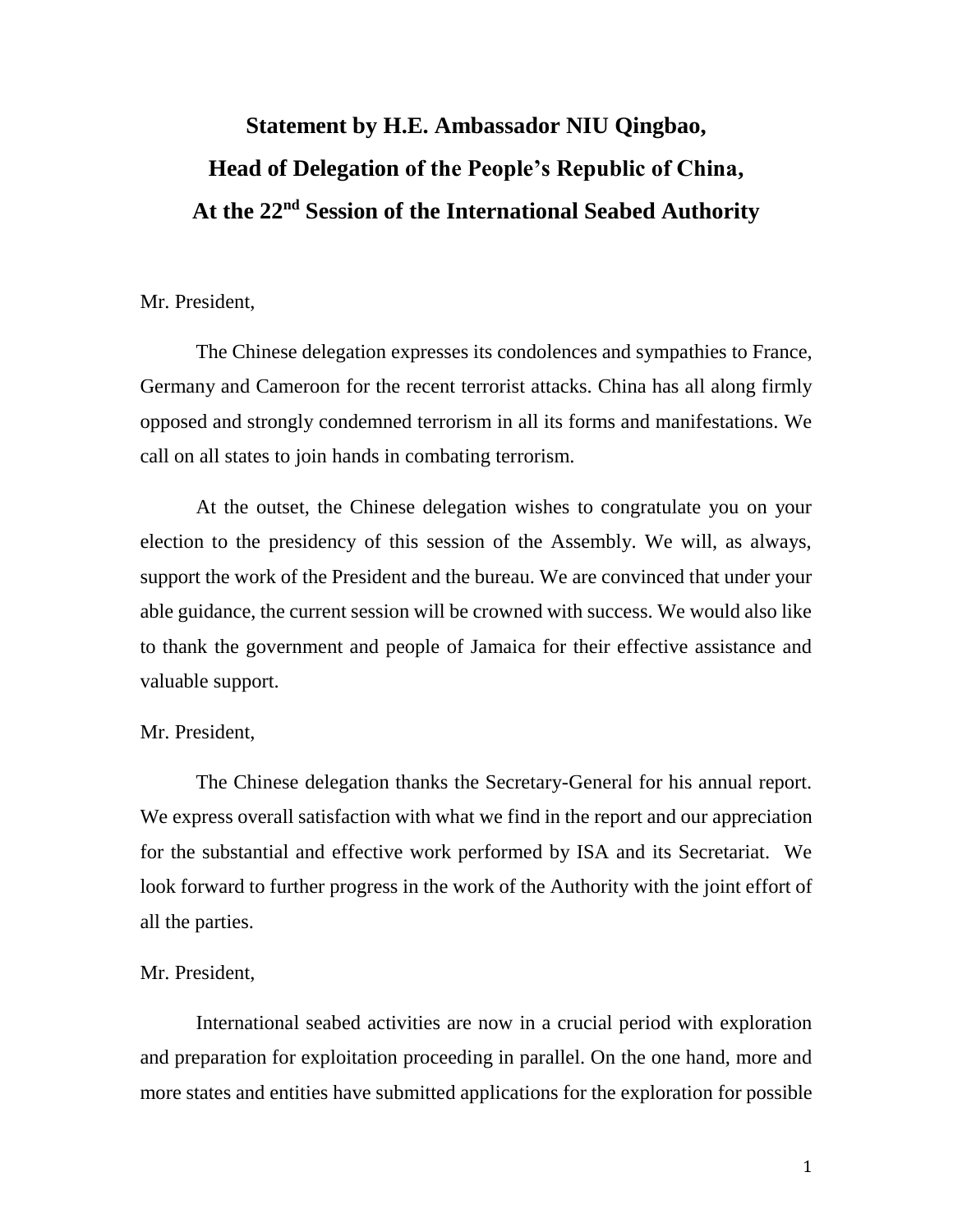# Statement by H.E. Ambassador NIU Qingbao, Head of Delegation of the People's Republic of China, At the 22nd Session of the International Seabed Authority

Mr. President,

The Chinese delegation expresses its condolences and sympathies to France, Germany and Cameroon for the recent terrorist attacks. China has all along firmly opposed and strongly condemned terrorism in all its forms and manifestations. We call on all states to join hands in combating terrorism.

At the outset, the Chinese delegation wishes to congratulate you on your election to the presidency of this session of the Assembly. We will, as always, support the work of the President and the bureau. We are convinced that under your able guidance, the current session will be crowned with success. We would also like to thank the government and people of Jamaica for their effective assistance and valuable support.

Mr. President,

The Chinese delegation thanks the Secretary-General for his annual report. We express overall satisfaction with what we find in the report and our appreciation for the substantial and effective work performed by ISA and its Secretariat. We look forward to further progress in the work of the Authority with the joint effort of all the parties.

Mr. President,

International seabed activities are now in a crucial period with exploration and preparation for exploitation proceeding in parallel. On the one hand, more and more states and entities have submitted applications for the exploration for possible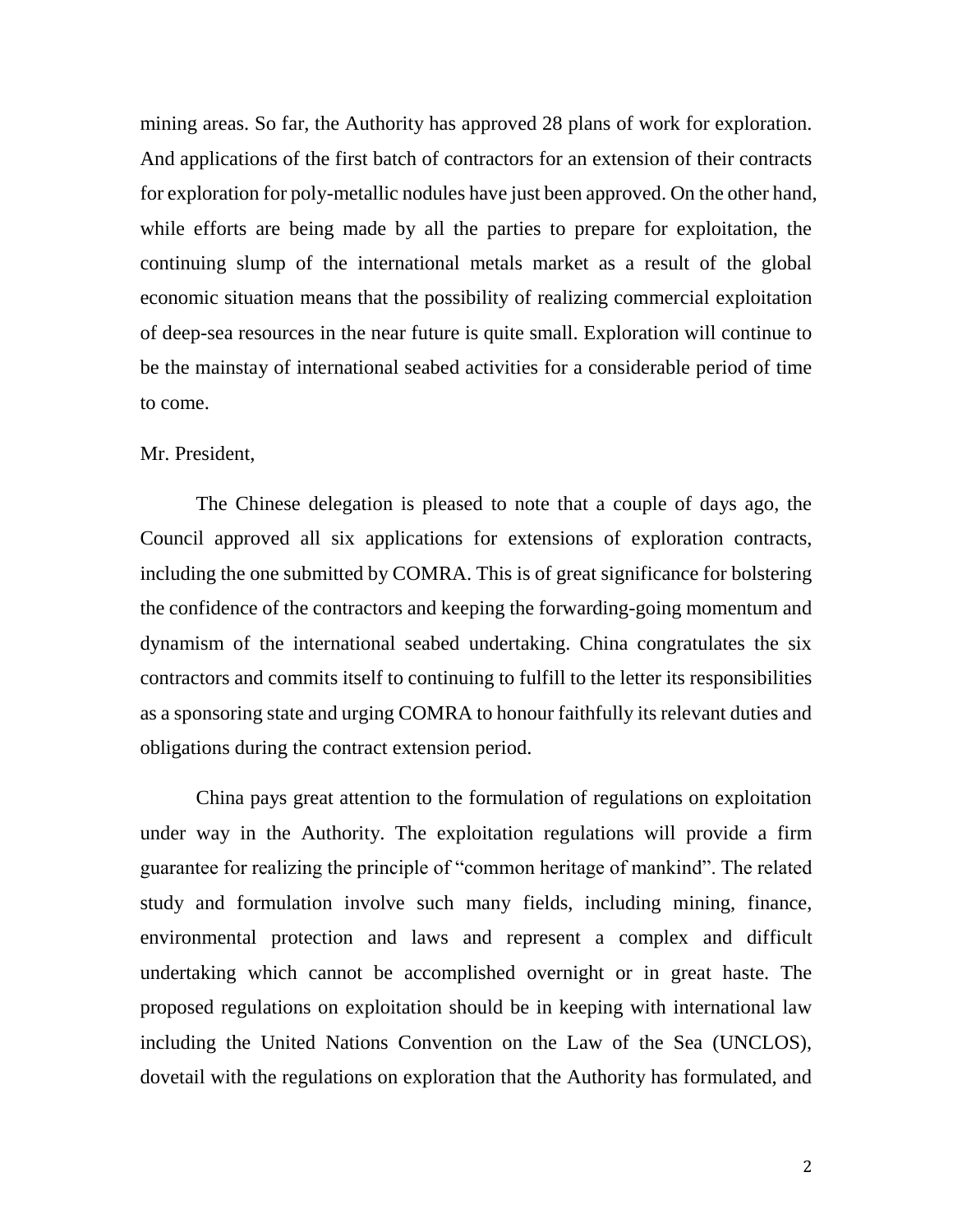mining areas. So far, the Authority has approved 28 plans of work for exploration. And applications of the first batch of contractors for an extension of their contracts for exploration for poly-metallic nodules have just been approved. On the other hand, while efforts are being made by all the parties to prepare for exploitation, the continuing slump of the international metals market as a result of the global economic situation means that the possibility of realizing commercial exploitation of deep-sea resources in the near future is quite small. Exploration will continue to be the mainstay of international seabed activities for a considerable period of time to come.

Mr. President,

The Chinese delegation is pleased to note that a couple of days ago, the Council approved all six applications for extensions of exploration contracts, including the one submitted by COMRA. This is of great significance for bolstering the confidence of the contractors and keeping the forwarding-going momentum and dynamism of the international seabed undertaking. China congratulates the six contractors and commits itself to continuing to fulfill to the letter its responsibilities as a sponsoring state and urging COMRA to honour faithfully its relevant duties and obligations during the contract extension period.

China pays great attention to the formulation of regulations on exploitation under way in the Authority. The exploitation regulations will provide a firm guarantee for realizing the principle of "common heritage of mankind". The related study and formulation involve such many fields, including mining, finance, environmental protection and laws and represent a complex and difficult undertaking which cannot be accomplished overnight or in great haste. The proposed regulations on exploitation should be in keeping with international law including the United Nations Convention on the Law of the Sea (UNCLOS), dovetail with the regulations on exploration that the Authority has formulated, and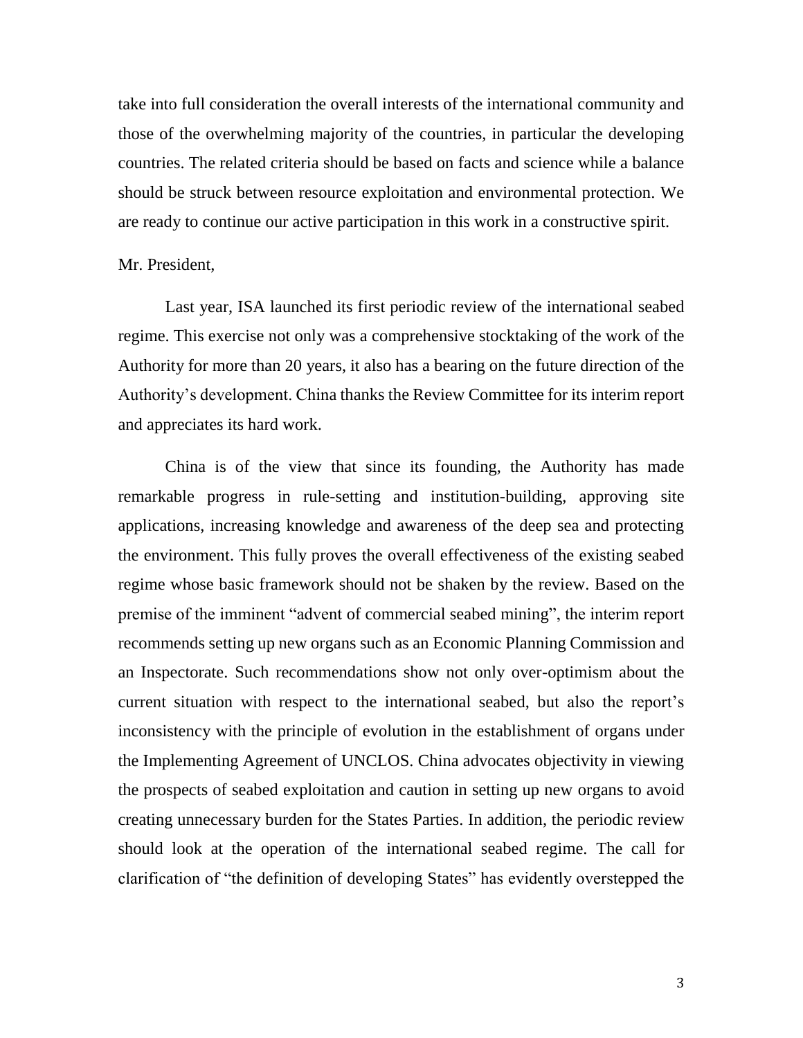take into full consideration the overall interests of the international community and those of the overwhelming majority of the countries, in particular the developing countries. The related criteria should be based on facts and science while a balance should be struck between resource exploitation and environmental protection. We are ready to continue our active participation in this work in a constructive spirit.

Mr. President,

Last year, ISA launched its first periodic review of the international seabed regime. This exercise not only was a comprehensive stocktaking of the work of the Authority for more than 20 years, it also has a bearing on the future direction of the Authority's development. China thanks the Review Committee for its interim report and appreciates its hard work.

China is of the view that since its founding, the Authority has made remarkable progress in rule-setting and institution-building, approving site applications, increasing knowledge and awareness of the deep sea and protecting the environment. This fully proves the overall effectiveness of the existing seabed regime whose basic framework should not be shaken by the review. Based on the premise of the imminent "advent of commercial seabed mining", the interim report recommends setting up new organs such as an Economic Planning Commission and an Inspectorate. Such recommendations show not only over-optimism about the current situation with respect to the international seabed, but also the report's inconsistency with the principle of evolution in the establishment of organs under the Implementing Agreement of UNCLOS. China advocates objectivity in viewing the prospects of seabed exploitation and caution in setting up new organs to avoid creating unnecessary burden for the States Parties. In addition, the periodic review should look at the operation of the international seabed regime. The call for clarification of "the definition of developing States" has evidently overstepped the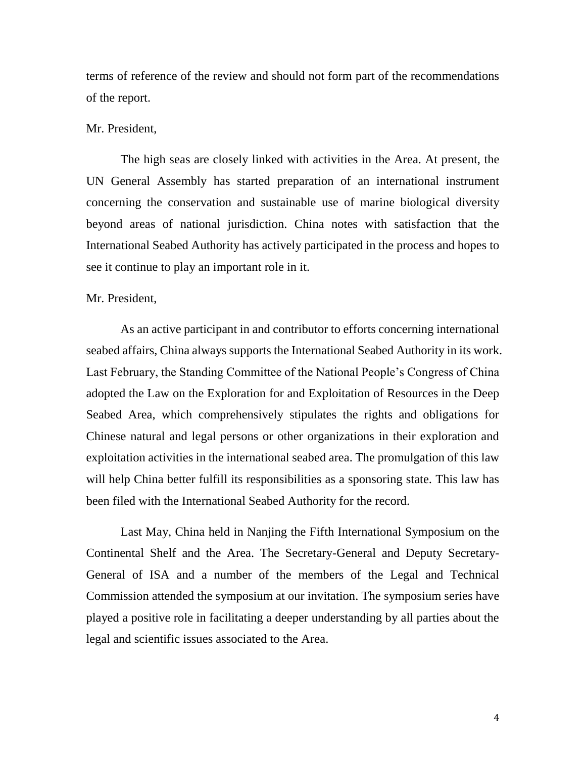terms of reference of the review and should not form part of the recommendations of the report.

Mr. President,

The high seas are closely linked with activities in the Area. At present, the UN General Assembly has started preparation of an international instrument concerning the conservation and sustainable use of marine biological diversity beyond areas of national jurisdiction. China notes with satisfaction that the International Seabed Authority has actively participated in the process and hopes to see it continue to play an important role in it.

Mr. President,

As an active participant in and contributor to efforts concerning international seabed affairs, China always supports the International Seabed Authority in its work. Last February, the Standing Committee of the National People's Congress of China adopted the Law on the Exploration for and Exploitation of Resources in the Deep Seabed Area, which comprehensively stipulates the rights and obligations for Chinese natural and legal persons or other organizations in their exploration and exploitation activities in the international seabed area. The promulgation of this law will help China better fulfill its responsibilities as a sponsoring state. This law has been filed with the International Seabed Authority for the record.

Last May, China held in Nanjing the Fifth International Symposium on the Continental Shelf and the Area. The Secretary-General and Deputy Secretary-General of ISA and a number of the members of the Legal and Technical Commission attended the symposium at our invitation. The symposium series have played a positive role in facilitating a deeper understanding by all parties about the legal and scientific issues associated to the Area.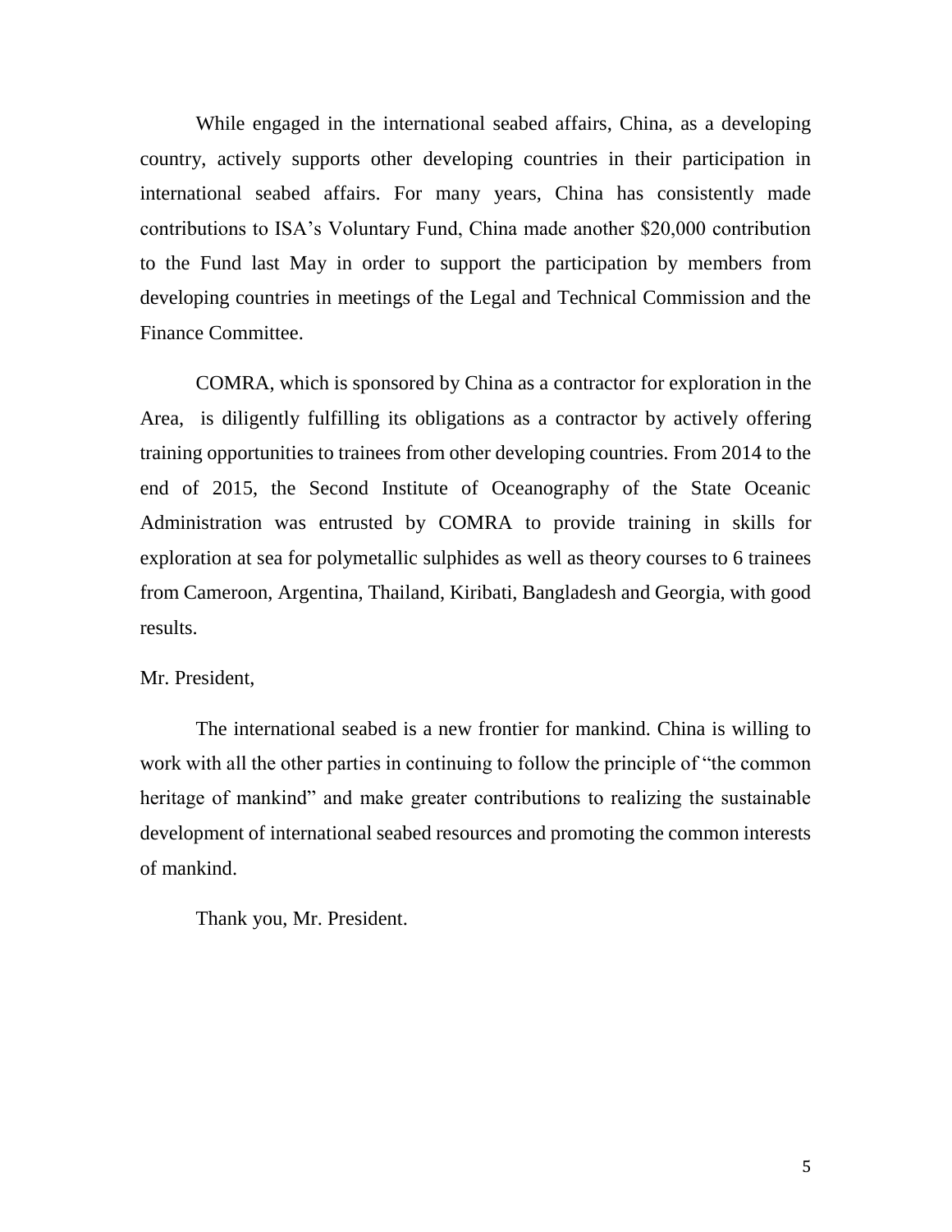While engaged in the international seabed affairs, China, as a developing country, actively supports other developing countries in their participation in international seabed affairs. For many years, China has consistently made contributions to ISA's Voluntary Fund, China made another $20,000 contribution to the Fund last May in order to support the participation by members from developing countries in meetings of the Legal and Technical Commission and the Finance Committee.

COMRA, which is sponsored by China as a contractor for exploration in the Area, is diligently fulfilling its obligations as a contractor by actively offering training opportunities to trainees from other developing countries. From 2014 to the end of 2015, the Second Institute of Oceanography of the State Oceanic Administration was entrusted by COMRA to provide training in skills for exploration at sea for polymetallic sulphides as well as theory courses to 6 trainees from Cameroon, Argentina, Thailand, Kiribati, Bangladesh and Georgia, with good results.

Mr. President,

The international seabed is a new frontier for mankind. China is willing to work with all the other parties in continuing to follow the principle of "the common heritage of mankind" and make greater contributions to realizing the sustainable development of international seabed resources and promoting the common interests of mankind.

Thank you, Mr. President.